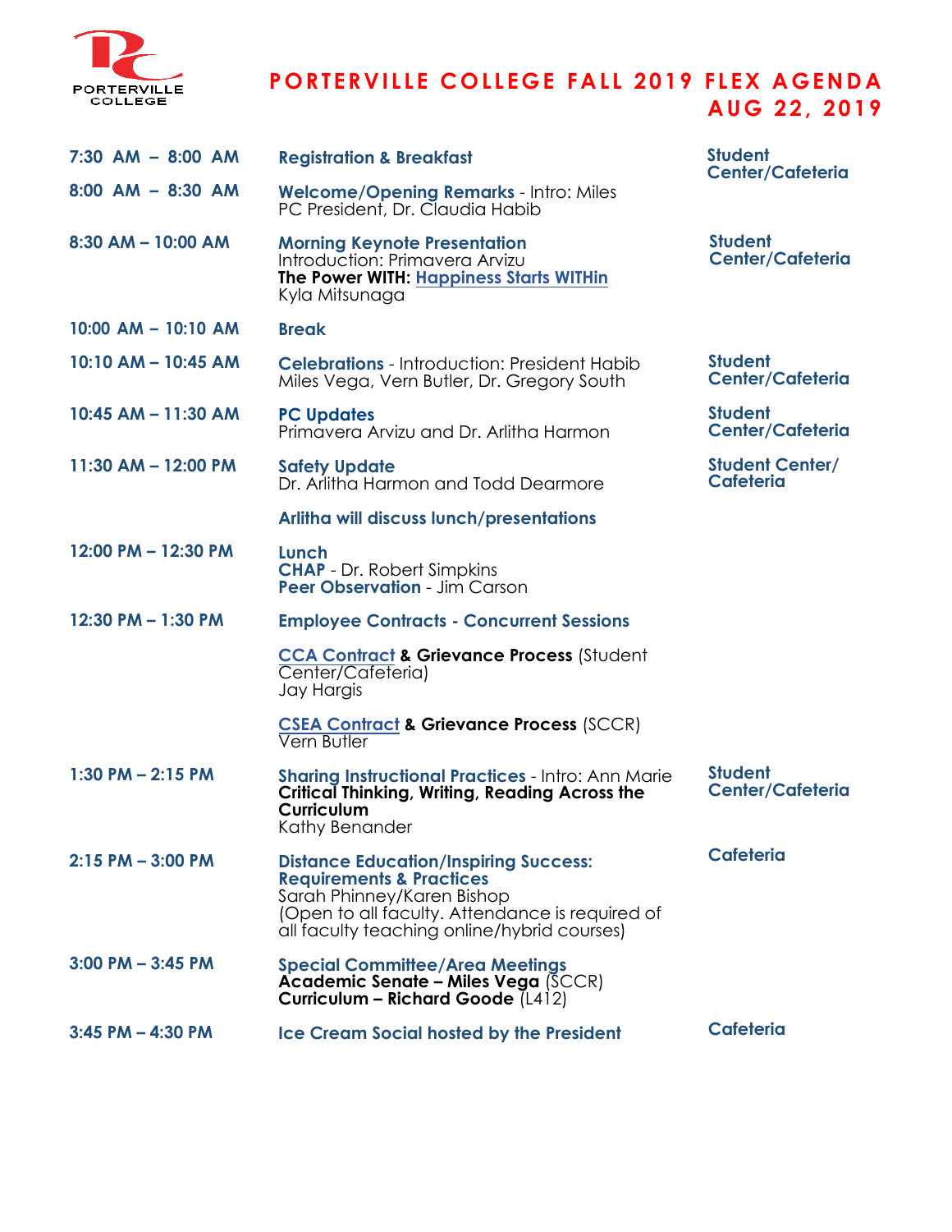# PORTERVILLE COLLEGE FALL 2019 FLEX AGENDA AUG 22, 2019

| Time | Session | Location |
|---|---|---|
| 7:30 AM – 8:00 AM | **Registration & Breakfast** | Student Center/Cafeteria |
| 8:00 AM – 8:30 AM | **Welcome/Opening Remarks** - Intro: Miles<br>PC President, Dr. Claudia Habib | |
| 8:30 AM – 10:00 AM | **Morning Keynote Presentation**<br>Introduction: Primavera Arvizu<br>**The Power WITH: Happiness Starts WITHin**<br>Kyla Mitsunaga | Student Center/Cafeteria |
| 10:00 AM – 10:10 AM | **Break** | |
| 10:10 AM – 10:45 AM | **Celebrations** - Introduction: President Habib<br>Miles Vega, Vern Butler, Dr. Gregory South | Student Center/Cafeteria |
| 10:45 AM – 11:30 AM | **PC Updates**<br>Primavera Arvizu and Dr. Arlitha Harmon | Student Center/Cafeteria |
| 11:30 AM – 12:00 PM | **Safety Update**<br>Dr. Arlitha Harmon and Todd Dearmore | Student Center/Cafeteria |
| | **Arlitha will discuss lunch/presentations** | |
| 12:00 PM – 12:30 PM | **Lunch**<br>**CHAP** - Dr. Robert Simpkins<br>**Peer Observation** - Jim Carson | |
| 12:30 PM – 1:30 PM | **Employee Contracts - Concurrent Sessions**<br><br>**CCA Contract & Grievance Process** (Student Center/Cafeteria)<br>Jay Hargis<br><br>**CSEA Contract & Grievance Process** (SCCR)<br>Vern Butler | |
| 1:30 PM – 2:15 PM | **Sharing Instructional Practices** - Intro: Ann Marie<br>**Critical Thinking, Writing, Reading Across the Curriculum**<br>Kathy Benander | Student Center/Cafeteria |
| 2:15 PM – 3:00 PM | **Distance Education/Inspiring Success: Requirements & Practices**<br>Sarah Phinney/Karen Bishop<br>(Open to all faculty. Attendance is required of all faculty teaching online/hybrid courses) | Cafeteria |
| 3:00 PM – 3:45 PM | **Special Committee/Area Meetings**<br>**Academic Senate – Miles Vega** (SCCR)<br>**Curriculum – Richard Goode** (L412) | |
| 3:45 PM – 4:30 PM | **Ice Cream Social hosted by the President** | Cafeteria |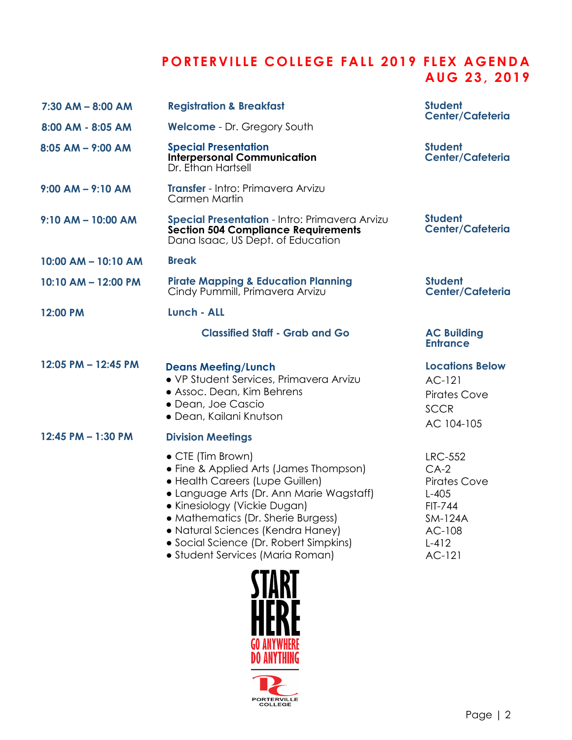# PORTERVILLE COLLEGE FALL 2019 FLEX AGENDA
## AUG 23, 2019

| | | |
|---|---|---|
| **7:30 AM – 8:00 AM** | **Registration & Breakfast** | **Student Center/Cafeteria** |
| **8:00 AM - 8:05 AM** | **Welcome** - Dr. Gregory South | |
| **8:05 AM – 9:00 AM** | **Special Presentation**<br>**Interpersonal Communication**<br>Dr. Ethan Hartsell | **Student Center/Cafeteria** |
| **9:00 AM – 9:10 AM** | **Transfer** - Intro: Primavera Arvizu<br>Carmen Martin | |
| **9:10 AM – 10:00 AM** | **Special Presentation** - Intro: Primavera Arvizu<br>**Section 504 Compliance Requirements**<br>Dana Isaac, US Dept. of Education | **Student Center/Cafeteria** |
| **10:00 AM – 10:10 AM** | **Break** | |
| **10:10 AM – 12:00 PM** | **Pirate Mapping & Education Planning**<br>Cindy Pummill, Primavera Arvizu | **Student Center/Cafeteria** |
| **12:00 PM** | **Lunch - ALL** | |
| | **Classified Staff - Grab and Go** | **AC Building Entrance** |
| **12:05 PM – 12:45 PM** | **Deans Meeting/Lunch** | **Locations Below** |
| | • VP Student Services, Primavera Arvizu | AC-121 |
| | • Assoc. Dean, Kim Behrens | Pirates Cove |
| | • Dean, Joe Cascio | SCCR |
| | • Dean, Kailani Knutson | AC 104-105 |
| **12:45 PM – 1:30 PM** | **Division Meetings** | |
| | • CTE (Tim Brown) | LRC-552 |
| | • Fine & Applied Arts (James Thompson) | CA-2 |
| | • Health Careers (Lupe Guillen) | Pirates Cove |
| | • Language Arts (Dr. Ann Marie Wagstaff) | L-405 |
| | • Kinesiology (Vickie Dugan) | FIT-744 |
| | • Mathematics (Dr. Sherie Burgess) | SM-124A |
| | • Natural Sciences (Kendra Haney) | AC-108 |
| | • Social Science (Dr. Robert Simpkins) | L-412 |
| | • Student Services (Maria Roman) | AC-121 |

START HERE
GO ANYWHERE DO ANYTHING

PORTERVILLE COLLEGE